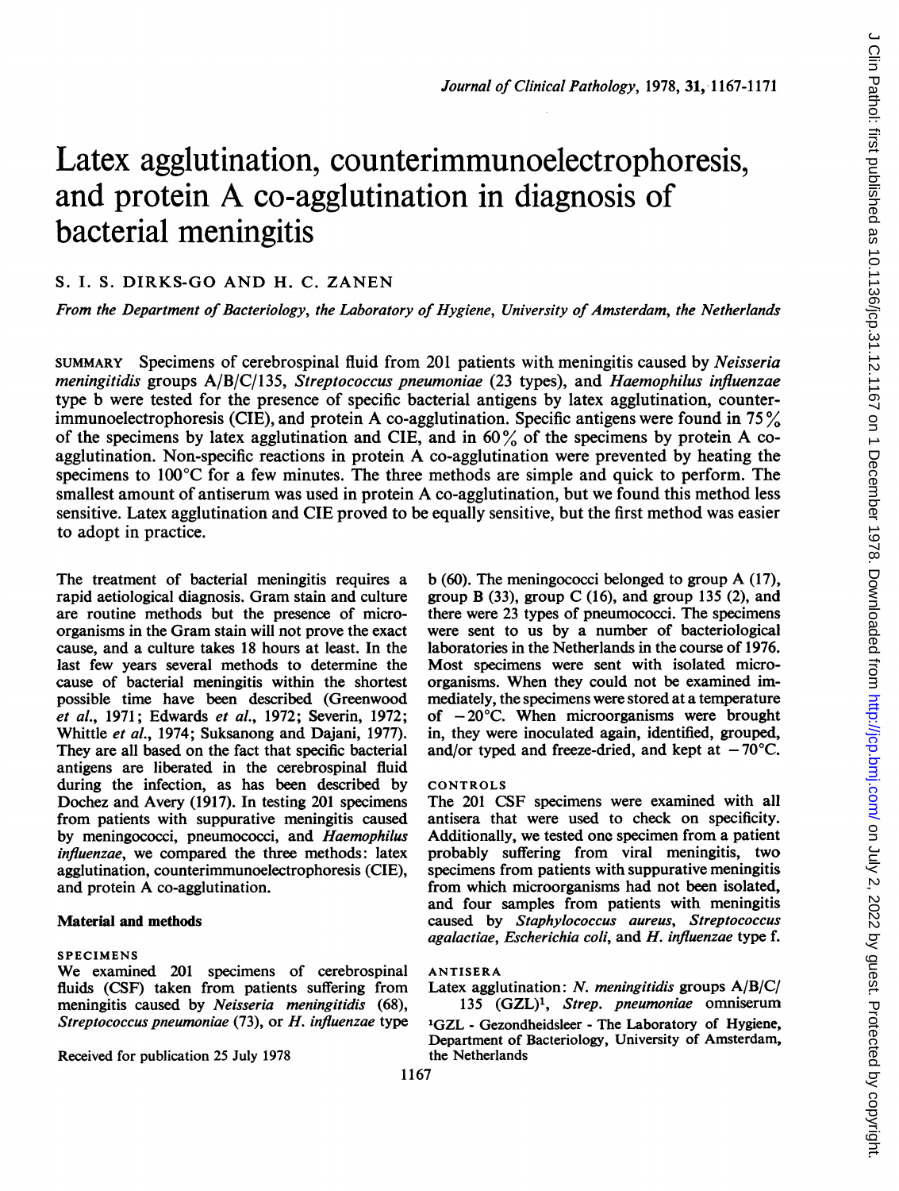# Latex agglutination, counterimmunoelectrophoresis, and protein A co-agglutination in diagnosis of bacterial meningitis

S. I. S. DIRKS-GO AND H. C. ZANEN

*From the Department of Bacteriology, the Laboratory of Hygiene, University of Amsterdam, the Netherlands*

SUMMARY Specimens of cerebrospinal fluid from 201 patients with meningitis caused by *Neisseria meningitidis* groups A/B/C/135, *Streptococcus pneumoniae* (23 types), and *Haemophilus influenzae* type b were tested for the presence of specific bacterial antigens by latex agglutination, counterimmunoelectrophoresis (CIE), and protein A co-agglutination. Specific antigens were found in 75% of the specimens by latex agglutination and CIE, and in 60% of the specimens by protein A co-agglutination. Non-specific reactions in protein A co-agglutination were prevented by heating the specimens to 100°C for a few minutes. The three methods are simple and quick to perform. The smallest amount of antiserum was used in protein A co-agglutination, but we found this method less sensitive. Latex agglutination and CIE proved to be equally sensitive, but the first method was easier to adopt in practice.

The treatment of bacterial meningitis requires a rapid aetiological diagnosis. Gram stain and culture are routine methods but the presence of micro-organisms in the Gram stain will not prove the exact cause, and a culture takes 18 hours at least. In the last few years several methods to determine the cause of bacterial meningitis within the shortest possible time have been described (Greenwood *et al.*, 1971; Edwards *et al.*, 1972; Severin, 1972; Whittle *et al.*, 1974; Suksanong and Dajani, 1977). They are all based on the fact that specific bacterial antigens are liberated in the cerebrospinal fluid during the infection, as has been described by Dochez and Avery (1917). In testing 201 specimens from patients with suppurative meningitis caused by meningococci, pneumococci, and *Haemophilus influenzae*, we compared the three methods: latex agglutination, counterimmunoelectrophoresis (CIE), and protein A co-agglutination.

## Material and methods

### SPECIMENS

We examined 201 specimens of cerebrospinal fluids (CSF) taken from patients suffering from meningitis caused by *Neisseria meningitidis* (68), *Streptococcus pneumoniae* (73), or *H. influenzae* type b (60). The meningococci belonged to group A (17), group B (33), group C (16), and group 135 (2), and there were 23 types of pneumococci. The specimens were sent to us by a number of bacteriological laboratories in the Netherlands in the course of 1976. Most specimens were sent with isolated micro-organisms. When they could not be examined immediately, the specimens were stored at a temperature of −20°C. When microorganisms were brought in, they were inoculated again, identified, grouped, and/or typed and freeze-dried, and kept at −70°C.

Received for publication 25 July 1978

### CONTROLS

The 201 CSF specimens were examined with all antisera that were used to check on specificity. Additionally, we tested one specimen from a patient probably suffering from viral meningitis, two specimens from patients with suppurative meningitis from which microorganisms had not been isolated, and four samples from patients with meningitis caused by *Staphylococcus aureus*, *Streptococcus agalactiae*, *Escherichia coli*, and *H. influenzae* type f.

### ANTISERA

Latex agglutination: *N. meningitidis* groups A/B/C/135 (GZL)[1], *Strep. pneumoniae* omniserum

[1]GZL - Gezondheidsleer - The Laboratory of Hygiene, Department of Bacteriology, University of Amsterdam, the Netherlands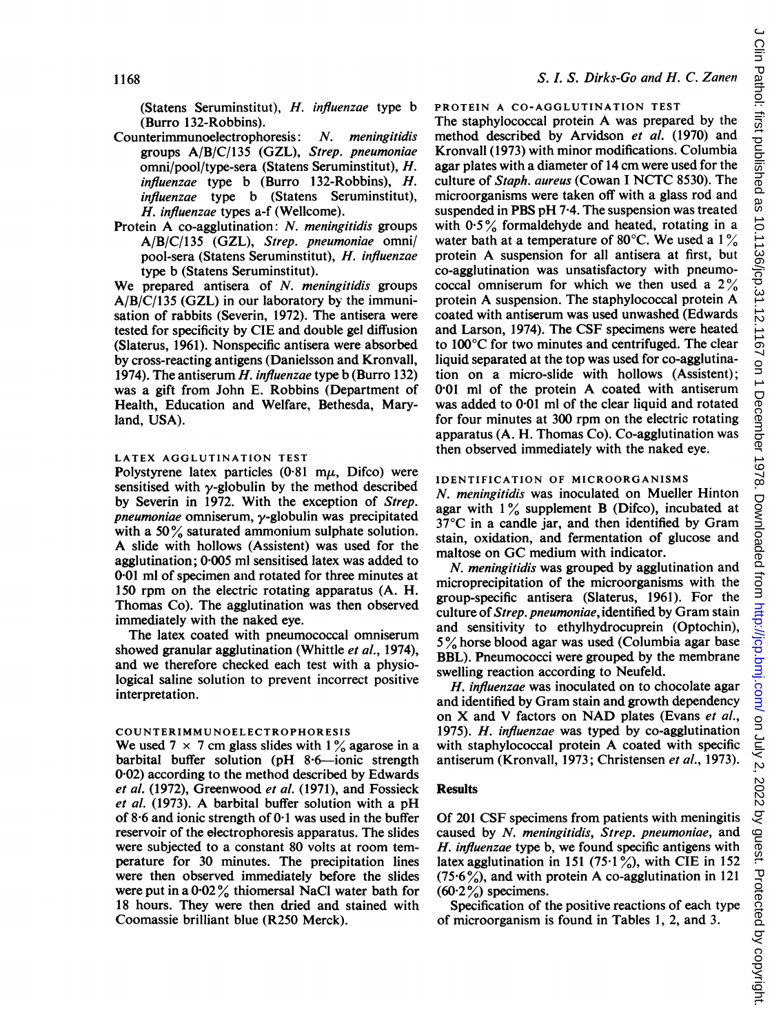(Statens Seruminstitut), *H. influenzae* type b (Burro 132-Robbins).

Counterimmunoelectrophoresis: *N. meningitidis* groups A/B/C/135 (GZL), *Strep. pneumoniae* omni/pool/type-sera (Statens Seruminstitut), *H. influenzae* type b (Burro 132-Robbins), *H. influenzae* type b (Statens Seruminstitut), *H. influenzae* types a-f (Wellcome).

Protein A co-agglutination: *N. meningitidis* groups A/B/C/135 (GZL), *Strep. pneumoniae* omni/pool-sera (Statens Seruminstitut), *H. influenzae* type b (Statens Seruminstitut).

We prepared antisera of *N. meningitidis* groups A/B/C/135 (GZL) in our laboratory by the immunisation of rabbits (Severin, 1972). The antisera were tested for specificity by CIE and double gel diffusion (Slaterus, 1961). Nonspecific antisera were absorbed by cross-reacting antigens (Danielsson and Kronvall, 1974). The antiserum *H. influenzae* type b (Burro 132) was a gift from John E. Robbins (Department of Health, Education and Welfare, Bethesda, Maryland, USA).

### LATEX AGGLUTINATION TEST

Polystyrene latex particles (0·81 mμ, Difco) were sensitised with γ-globulin by the method described by Severin in 1972. With the exception of *Strep. pneumoniae* omniserum, γ-globulin was precipitated with a 50% saturated ammonium sulphate solution. A slide with hollows (Assistent) was used for the agglutination; 0·005 ml sensitised latex was added to 0·01 ml of specimen and rotated for three minutes at 150 rpm on the electric rotating apparatus (A. H. Thomas Co). The agglutination was then observed immediately with the naked eye.

The latex coated with pneumococcal omniserum showed granular agglutination (Whittle *et al.*, 1974), and we therefore checked each test with a physiological saline solution to prevent incorrect positive interpretation.

### COUNTERIMMUNOELECTROPHORESIS

We used 7 × 7 cm glass slides with 1% agarose in a barbital buffer solution (pH 8·6—ionic strength 0·02) according to the method described by Edwards *et al.* (1972), Greenwood *et al.* (1971), and Fossieck *et al.* (1973). A barbital buffer solution with a pH of 8·6 and ionic strength of 0·1 was used in the buffer reservoir of the electrophoresis apparatus. The slides were subjected to a constant 80 volts at room temperature for 30 minutes. The precipitation lines were then observed immediately before the slides were put in a 0·02% thiomersal NaCl water bath for 18 hours. They were then dried and stained with Coomassie brilliant blue (R250 Merck).

### PROTEIN A CO-AGGLUTINATION TEST

The staphylococcal protein A was prepared by the method described by Arvidson *et al.* (1970) and Kronvall (1973) with minor modifications. Columbia agar plates with a diameter of 14 cm were used for the culture of *Staph. aureus* (Cowan I NCTC 8530). The microorganisms were taken off with a glass rod and suspended in PBS pH 7·4. The suspension was treated with 0·5% formaldehyde and heated, rotating in a water bath at a temperature of 80°C. We used a 1% protein A suspension for all antisera at first, but co-agglutination was unsatisfactory with pneumococcal omniserum for which we then used a 2% protein A suspension. The staphylococcal protein A coated with antiserum was used unwashed (Edwards and Larson, 1974). The CSF specimens were heated to 100°C for two minutes and centrifuged. The clear liquid separated at the top was used for co-agglutination on a micro-slide with hollows (Assistent); 0·01 ml of the protein A coated with antiserum was added to 0·01 ml of the clear liquid and rotated for four minutes at 300 rpm on the electric rotating apparatus (A. H. Thomas Co). Co-agglutination was then observed immediately with the naked eye.

### IDENTIFICATION OF MICROORGANISMS

*N. meningitidis* was inoculated on Mueller Hinton agar with 1% supplement B (Difco), incubated at 37°C in a candle jar, and then identified by Gram stain, oxidation, and fermentation of glucose and maltose on GC medium with indicator.

*N. meningitidis* was grouped by agglutination and microprecipitation of the microorganisms with the group-specific antisera (Slaterus, 1961). For the culture of *Strep. pneumoniae*, identified by Gram stain and sensitivity to ethylhydrocuprein (Optochin), 5% horse blood agar was used (Columbia agar base BBL). Pneumococci were grouped by the membrane swelling reaction according to Neufeld.

*H. influenzae* was inoculated on to chocolate agar and identified by Gram stain and growth dependency on X and V factors on NAD plates (Evans *et al.*, 1975). *H. influenzae* was typed by co-agglutination with staphylococcal protein A coated with specific antiserum (Kronvall, 1973; Christensen *et al.*, 1973).

## Results

Of 201 CSF specimens from patients with meningitis caused by *N. meningitidis*, *Strep. pneumoniae*, and *H. influenzae* type b, we found specific antigens with latex agglutination in 151 (75·1%), with CIE in 152 (75·6%), and with protein A co-agglutination in 121 (60·2%) specimens.

Specification of the positive reactions of each type of microorganism is found in Tables 1, 2, and 3.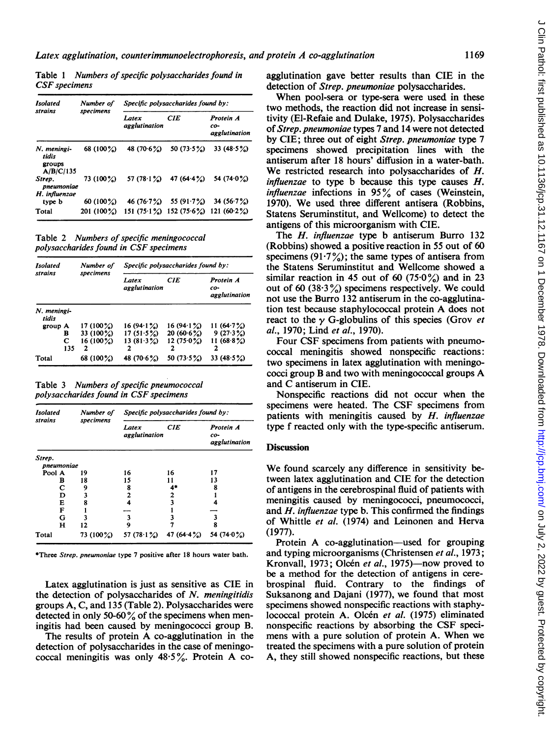Table 1 *Numbers of specific polysaccharides found in CSF specimens*

| Isolated strains | Number of specimens | Specific polysaccharides found by: | | |
|---|---|---|---|---|
| | | Latex agglutination | CIE | Protein A co-agglutination |
| *N. meningitidis* groups A/B/C/135 | 68 (100%) | 48 (70·6%) | 50 (73·5%) | 33 (48·5%) |
| *Strep. pneumoniae* | 73 (100%) | 57 (78·1%) | 47 (64·4%) | 54 (74·0%) |
| *H. influenzae* type b | 60 (100%) | 46 (76·7%) | 55 (91·7%) | 34 (56·7%) |
| Total | 201 (100%) | 151 (75·1%) | 152 (75·6%) | 121 (60·2%) |

Table 2 *Numbers of specific meningococcal polysaccharides found in CSF specimens*

| Isolated strains | Number of specimens | Specific polysaccharides found by: | | |
|---|---|---|---|---|
| | | Latex agglutination | CIE | Protein A co-agglutination |
| *N. meningitidis* | | | | |
| group A | 17 (100%) | 16 (94·1%) | 16 (94·1%) | 11 (64·7%) |
| B | 33 (100%) | 17 (51·5%) | 20 (60·6%) | 9 (27·3%) |
| C | 16 (100%) | 13 (81·3%) | 12 (75·0%) | 11 (68·8%) |
| 135 | 2 | 2 | 2 | 2 |
| Total | 68 (100%) | 48 (70·6%) | 50 (73·5%) | 33 (48·5%) |

Table 3 *Numbers of specific pneumococcal polysaccharides found in CSF specimens*

| Isolated strains | Number of specimens | Specific polysaccharides found by: | | |
|---|---|---|---|---|
| | | Latex agglutination | CIE | Protein A co-agglutination |
| *Strep. pneumoniae* | | | | |
| Pool A | 19 | 16 | 16 | 17 |
| B | 18 | 15 | 11 | 13 |
| C | 9 | 8 | 4* | 8 |
| D | 3 | 2 | 2 | 1 |
| E | 8 | 4 | 3 | 4 |
| F | 1 | — | 1 | — |
| G | 3 | 3 | 3 | 3 |
| H | 12 | 9 | 7 | 8 |
| Total | 73 (100%) | 57 (78·1%) | 47 (64·4%) | 54 (74·0%) |

*Three *Strep. pneumoniae* type 7 positive after 18 hours water bath.

Latex agglutination is just as sensitive as CIE in the detection of polysaccharides of *N. meningitidis* groups A, C, and 135 (Table 2). Polysaccharides were detected in only 50-60% of the specimens when meningitis had been caused by meningococci group B.

The results of protein A co-agglutination in the detection of polysaccharides in the case of meningococcal meningitis was only 48·5%. Protein A co-agglutination gave better results than CIE in the detection of *Strep. pneumoniae* polysaccharides.

When pool-sera or type-sera were used in these two methods, the reaction did not increase in sensitivity (El-Refaie and Dulake, 1975). Polysaccharides of *Strep. pneumoniae* types 7 and 14 were not detected by CIE; three out of eight *Strep. pneumoniae* type 7 specimens showed precipitation lines with the antiserum after 18 hours' diffusion in a water-bath. We restricted research into polysaccharides of *H. influenzae* to type b because this type causes *H. influenzae* infections in 95% of cases (Weinstein, 1970). We used three different antisera (Robbins, Statens Seruminstitut, and Wellcome) to detect the antigens of this microorganism with CIE.

The *H. influenzae* type b antiserum Burro 132 (Robbins) showed a positive reaction in 55 out of 60 specimens (91·7%); the same types of antisera from the Statens Seruminstitut and Wellcome showed a similar reaction in 45 out of 60 (75·0%) and in 23 out of 60 (38·3%) specimens respectively. We could not use the Burro 132 antiserum in the co-agglutination test because staphylococcal protein A does not react to the $\gamma$ G-globulins of this species (Grov *et al.*, 1970; Lind *et al.*, 1970).

Four CSF specimens from patients with pneumococcal meningitis showed nonspecific reactions: two specimens in latex agglutination with meningococci group B and two with meningococcal groups A and C antiserum in CIE.

Nonspecific reactions did not occur when the specimens were heated. The CSF specimens from patients with meningitis caused by *H. influenzae* type f reacted only with the type-specific antiserum.

## Discussion

We found scarcely any difference in sensitivity between latex agglutination and CIE for the detection of antigens in the cerebrospinal fluid of patients with meningitis caused by meningococci, pneumococci, and *H. influenzae* type b. This confirmed the findings of Whittle *et al.* (1974) and Leinonen and Herva (1977).

Protein A co-agglutination—used for grouping and typing microorganisms (Christensen *et al.*, 1973; Kronvall, 1973; Olcén *et al.*, 1975)—now proved to be a method for the detection of antigens in cerebrospinal fluid. Contrary to the findings of Suksanong and Dajani (1977), we found that most specimens showed nonspecific reactions with staphylococcal protein A. Olcén *et al.* (1975) eliminated nonspecific reactions by absorbing the CSF specimens with a pure solution of protein A. When we treated the specimens with a pure solution of protein A, they still showed nonspecific reactions, but these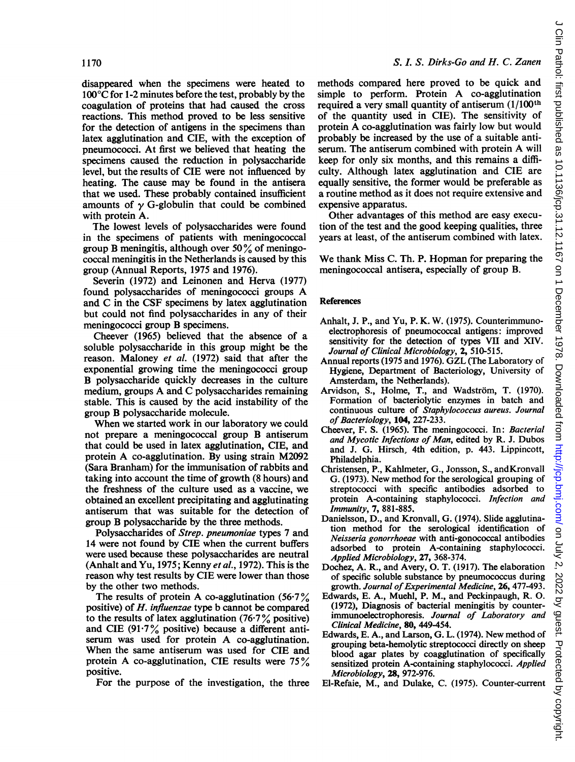disappeared when the specimens were heated to 100°C for 1-2 minutes before the test, probably by the coagulation of proteins that had caused the cross reactions. This method proved to be less sensitive for the detection of antigens in the specimens than latex agglutination and CIE, with the exception of pneumococci. At first we believed that heating the specimens caused the reduction in polysaccharide level, but the results of CIE were not influenced by heating. The cause may be found in the antisera that we used. These probably contained insufficient amounts of $\gamma$ G-globulin that could be combined with protein A.

The lowest levels of polysaccharides were found in the specimens of patients with meningococcal group B meningitis, although over 50% of meningococcal meningitis in the Netherlands is caused by this group (Annual Reports, 1975 and 1976).

Severin (1972) and Leinonen and Herva (1977) found polysaccharides of meningococci groups A and C in the CSF specimens by latex agglutination but could not find polysaccharides in any of their meningococci group B specimens.

Cheever (1965) believed that the absence of a soluble polysaccharide in this group might be the reason. Maloney *et al.* (1972) said that after the exponential growing time the meningococci group B polysaccharide quickly decreases in the culture medium, groups A and C polysaccharides remaining stable. This is caused by the acid instability of the group B polysaccharide molecule.

When we started work in our laboratory we could not prepare a meningococcal group B antiserum that could be used in latex agglutination, CIE, and protein A co-agglutination. By using strain M2092 (Sara Branham) for the immunisation of rabbits and taking into account the time of growth (8 hours) and the freshness of the culture used as a vaccine, we obtained an excellent precipitating and agglutinating antiserum that was suitable for the detection of group B polysaccharide by the three methods.

Polysaccharides of *Strep. pneumoniae* types 7 and 14 were not found by CIE when the current buffers were used because these polysaccharides are neutral (Anhalt and Yu, 1975; Kenny *et al.*, 1972). This is the reason why test results by CIE were lower than those by the other two methods.

The results of protein A co-agglutination (56·7% positive) of *H. influenzae* type b cannot be compared to the results of latex agglutination (76·7% positive) and CIE (91·7% positive) because a different antiserum was used for protein A co-agglutination. When the same antiserum was used for CIE and protein A co-agglutination, CIE results were 75% positive.

For the purpose of the investigation, the three methods compared here proved to be quick and simple to perform. Protein A co-agglutination required a very small quantity of antiserum (1/100th of the quantity used in CIE). The sensitivity of protein A co-agglutination was fairly low but would probably be increased by the use of a suitable antiserum. The antiserum combined with protein A will keep for only six months, and this remains a difficulty. Although latex agglutination and CIE are equally sensitive, the former would be preferable as a routine method as it does not require extensive and expensive apparatus.

Other advantages of this method are easy execution of the test and the good keeping qualities, three years at least, of the antiserum combined with latex.

We thank Miss C. Th. P. Hopman for preparing the meningococcal antisera, especially of group B.

## References

Anhalt, J. P., and Yu, P. K. W. (1975). Counterimmunoelectrophoresis of pneumococcal antigens: improved sensitivity for the detection of types VII and XIV. *Journal of Clinical Microbiology*, **2**, 510-515.

Annual reports (1975 and 1976). GZL (The Laboratory of Hygiene, Department of Bacteriology, University of Amsterdam, the Netherlands).

Arvidson, S., Holme, T., and Wadström, T. (1970). Formation of bacteriolytic enzymes in batch and continuous culture of *Staphylococcus aureus*. *Journal of Bacteriology*, **104**, 227-233.

Cheever, F. S. (1965). The meningococci. In: *Bacterial and Mycotic Infections of Man*, edited by R. J. Dubos and J. G. Hirsch, 4th edition, p. 443. Lippincott, Philadelphia.

Christensen, P., Kahlmeter, G., Jonsson, S., and Kronvall G. (1973). New method for the serological grouping of streptococci with specific antibodies adsorbed to protein A-containing staphylococci. *Infection and Immunity*, **7**, 881-885.

Danielsson, D., and Kronvall, G. (1974). Slide agglutination method for the serological identification of *Neisseria gonorrhoeae* with anti-gonococcal antibodies adsorbed to protein A-containing staphylococci. *Applied Microbiology*, **27**, 368-374.

Dochez, A. R., and Avery, O. T. (1917). The elaboration of specific soluble substance by pneumococcus during growth. *Journal of Experimental Medicine*, **26**, 477-493.

Edwards, E. A., Muehl, P. M., and Peckinpaugh, R. O. (1972), Diagnosis of bacterial meningitis by counterimmunoelectrophoresis. *Journal of Laboratory and Clinical Medicine*, **80**, 449-454.

Edwards, E. A., and Larson, G. L. (1974). New method of grouping beta-hemolytic streptococci directly on sheep blood agar plates by coagglutination of specifically sensitized protein A-containing staphylococci. *Applied Microbiology*, **28**, 972-976.

El-Refaie, M., and Dulake, C. (1975). Counter-current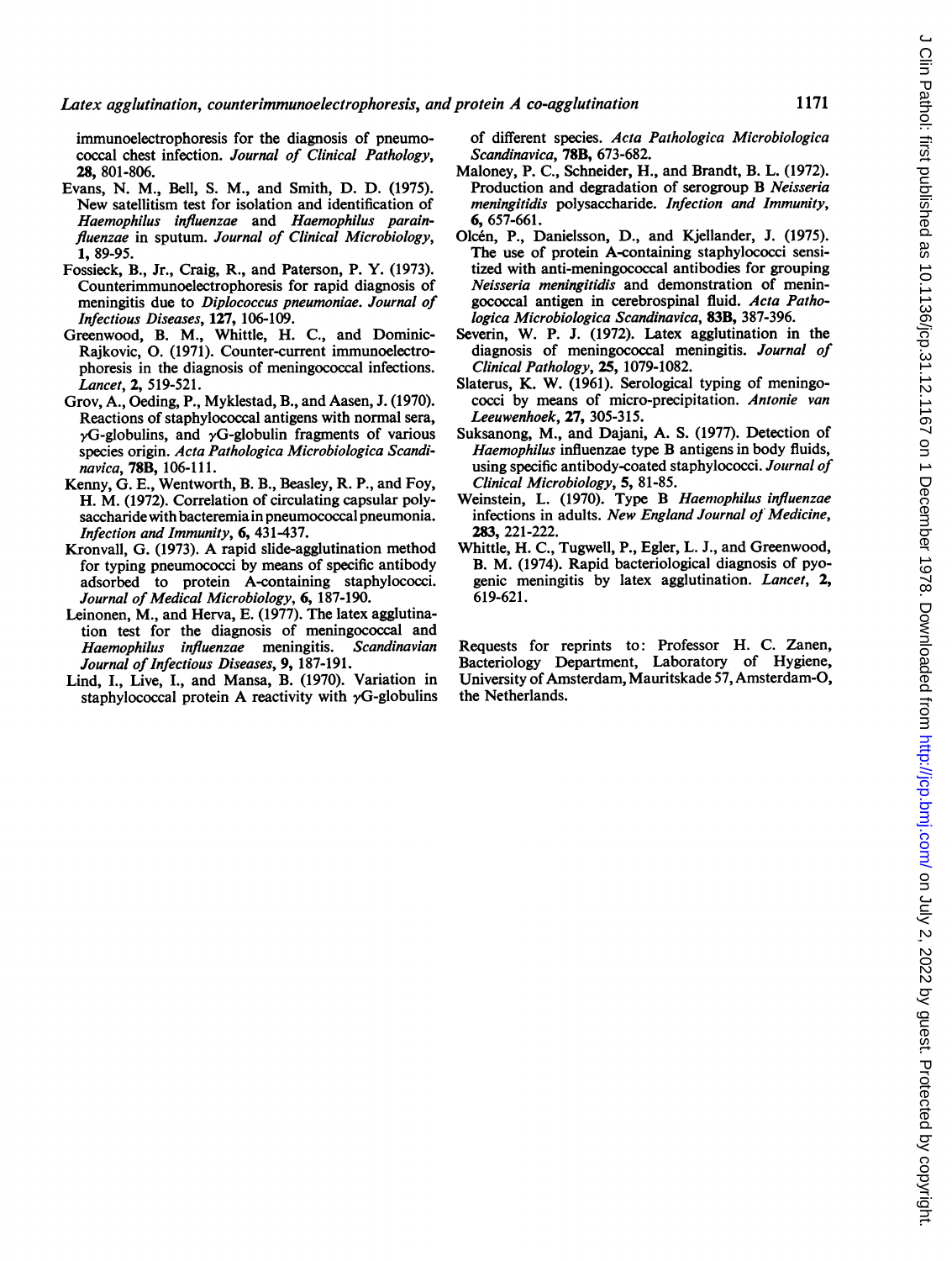immunoelectrophoresis for the diagnosis of pneumococcal chest infection. *Journal of Clinical Pathology*, **28**, 801-806.

Evans, N. M., Bell, S. M., and Smith, D. D. (1975). New satellitism test for isolation and identification of *Haemophilus influenzae* and *Haemophilus parainfluenzae* in sputum. *Journal of Clinical Microbiology*, **1**, 89-95.

Fossieck, B., Jr., Craig, R., and Paterson, P. Y. (1973). Counterimmunoelectrophoresis for rapid diagnosis of meningitis due to *Diplococcus pneumoniae*. *Journal of Infectious Diseases*, **127**, 106-109.

Greenwood, B. M., Whittle, H. C., and Dominic-Rajkovic, O. (1971). Counter-current immunoelectrophoresis in the diagnosis of meningococcal infections. *Lancet*, **2**, 519-521.

Grov, A., Oeding, P., Myklestad, B., and Aasen, J. (1970). Reactions of staphylococcal antigens with normal sera, γG-globulins, and γG-globulin fragments of various species origin. *Acta Pathologica Microbiologica Scandinavica*, **78B**, 106-111.

Kenny, G. E., Wentworth, B. B., Beasley, R. P., and Foy, H. M. (1972). Correlation of circulating capsular polysaccharide with bacteremia in pneumococcal pneumonia. *Infection and Immunity*, **6**, 431-437.

Kronvall, G. (1973). A rapid slide-agglutination method for typing pneumococci by means of specific antibody adsorbed to protein A-containing staphylococci. *Journal of Medical Microbiology*, **6**, 187-190.

Leinonen, M., and Herva, E. (1977). The latex agglutination test for the diagnosis of meningococcal and *Haemophilus influenzae* meningitis. *Scandinavian Journal of Infectious Diseases*, **9**, 187-191.

Lind, I., Live, I., and Mansa, B. (1970). Variation in staphylococcal protein A reactivity with γG-globulins of different species. *Acta Pathologica Microbiologica Scandinavica*, **78B**, 673-682.

Maloney, P. C., Schneider, H., and Brandt, B. L. (1972). Production and degradation of serogroup B *Neisseria meningitidis* polysaccharide. *Infection and Immunity*, **6**, 657-661.

Olcén, P., Danielsson, D., and Kjellander, J. (1975). The use of protein A-containing staphylococci sensitized with anti-meningococcal antibodies for grouping *Neisseria meningitidis* and demonstration of meningococcal antigen in cerebrospinal fluid. *Acta Pathologica Microbiologica Scandinavica*, **83B**, 387-396.

Severin, W. P. J. (1972). Latex agglutination in the diagnosis of meningococcal meningitis. *Journal of Clinical Pathology*, **25**, 1079-1082.

Slaterus, K. W. (1961). Serological typing of meningococci by means of micro-precipitation. *Antonie van Leeuwenhoek*, **27**, 305-315.

Suksanong, M., and Dajani, A. S. (1977). Detection of *Haemophilus* influenzae type B antigens in body fluids, using specific antibody-coated staphylococci. *Journal of Clinical Microbiology*, **5**, 81-85.

Weinstein, L. (1970). Type B *Haemophilus influenzae* infections in adults. *New England Journal of Medicine*, **283**, 221-222.

Whittle, H. C., Tugwell, P., Egler, L. J., and Greenwood, B. M. (1974). Rapid bacteriological diagnosis of pyogenic meningitis by latex agglutination. *Lancet*, **2**, 619-621.

Requests for reprints to: Professor H. C. Zanen, Bacteriology Department, Laboratory of Hygiene, University of Amsterdam, Mauritskade 57, Amsterdam-O, the Netherlands.